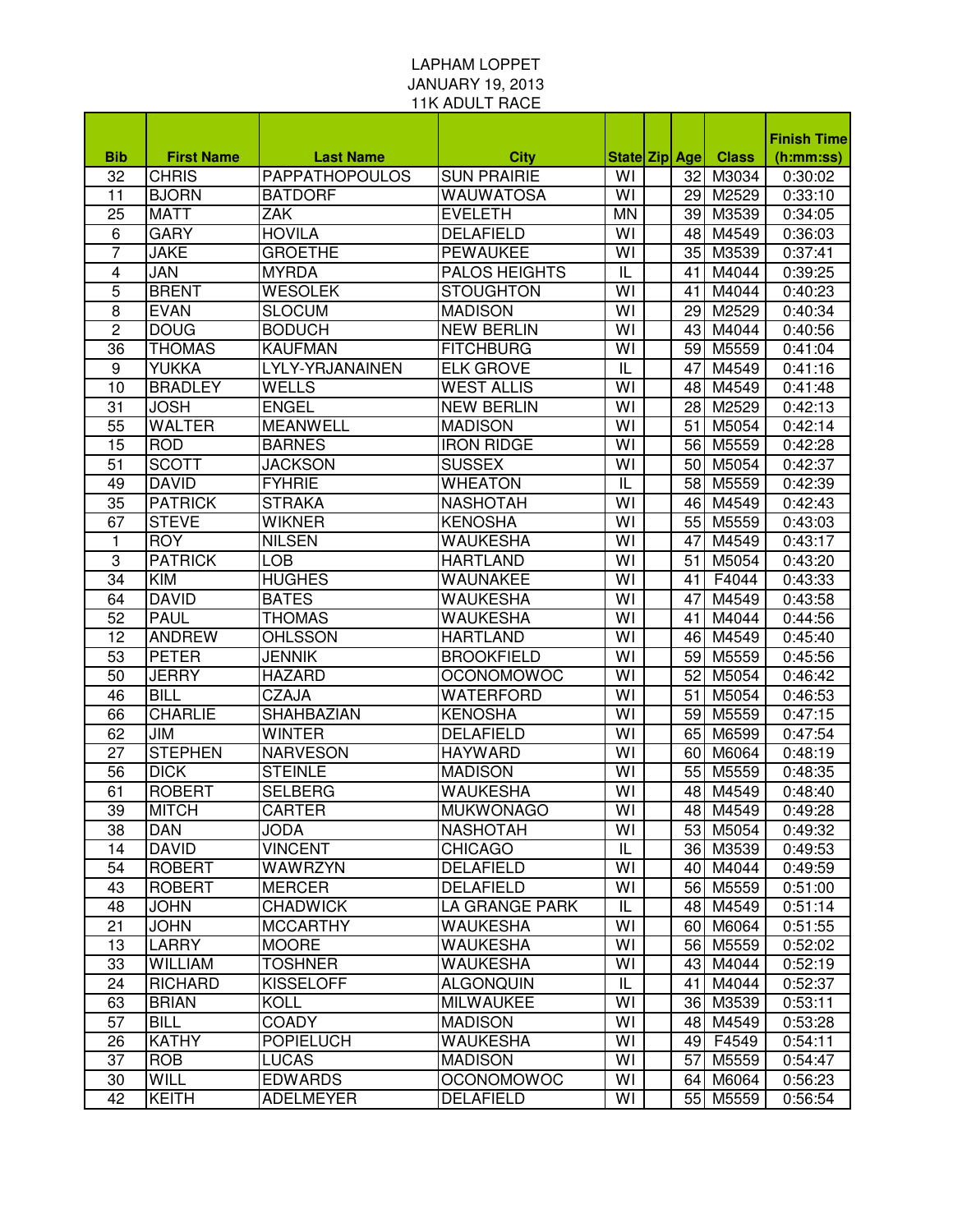LAPHAM LOPPET
JANUARY 19, 2013
11K ADULT RACE

| Bib | First Name | Last Name | City | State | Zip | Age | Class | Finish Time (h:mm:ss) |
|---|---|---|---|---|---|---|---|---|
| 32 | CHRIS | PAPPATHOPOULOS | SUN PRAIRIE | WI | | 32 | M3034 | 0:30:02 |
| 11 | BJORN | BATDORF | WAUWATOSA | WI | | 29 | M2529 | 0:33:10 |
| 25 | MATT | ZAK | EVELETH | MN | | 39 | M3539 | 0:34:05 |
| 6 | GARY | HOVILA | DELAFIELD | WI | | 48 | M4549 | 0:36:03 |
| 7 | JAKE | GROETHE | PEWAUKEE | WI | | 35 | M3539 | 0:37:41 |
| 4 | JAN | MYRDA | PALOS HEIGHTS | IL | | 41 | M4044 | 0:39:25 |
| 5 | BRENT | WESOLEK | STOUGHTON | WI | | 41 | M4044 | 0:40:23 |
| 8 | EVAN | SLOCUM | MADISON | WI | | 29 | M2529 | 0:40:34 |
| 2 | DOUG | BODUCH | NEW BERLIN | WI | | 43 | M4044 | 0:40:56 |
| 36 | THOMAS | KAUFMAN | FITCHBURG | WI | | 59 | M5559 | 0:41:04 |
| 9 | YUKKA | LYLY-YRJANAINEN | ELK GROVE | IL | | 47 | M4549 | 0:41:16 |
| 10 | BRADLEY | WELLS | WEST ALLIS | WI | | 48 | M4549 | 0:41:48 |
| 31 | JOSH | ENGEL | NEW BERLIN | WI | | 28 | M2529 | 0:42:13 |
| 55 | WALTER | MEANWELL | MADISON | WI | | 51 | M5054 | 0:42:14 |
| 15 | ROD | BARNES | IRON RIDGE | WI | | 56 | M5559 | 0:42:28 |
| 51 | SCOTT | JACKSON | SUSSEX | WI | | 50 | M5054 | 0:42:37 |
| 49 | DAVID | FYHRIE | WHEATON | IL | | 58 | M5559 | 0:42:39 |
| 35 | PATRICK | STRAKA | NASHOTAH | WI | | 46 | M4549 | 0:42:43 |
| 67 | STEVE | WIKNER | KENOSHA | WI | | 55 | M5559 | 0:43:03 |
| 1 | ROY | NILSEN | WAUKESHA | WI | | 47 | M4549 | 0:43:17 |
| 3 | PATRICK | LOB | HARTLAND | WI | | 51 | M5054 | 0:43:20 |
| 34 | KIM | HUGHES | WAUNAKEE | WI | | 41 | F4044 | 0:43:33 |
| 64 | DAVID | BATES | WAUKESHA | WI | | 47 | M4549 | 0:43:58 |
| 52 | PAUL | THOMAS | WAUKESHA | WI | | 41 | M4044 | 0:44:56 |
| 12 | ANDREW | OHLSSON | HARTLAND | WI | | 46 | M4549 | 0:45:40 |
| 53 | PETER | JENNIK | BROOKFIELD | WI | | 59 | M5559 | 0:45:56 |
| 50 | JERRY | HAZARD | OCONOMOWOC | WI | | 52 | M5054 | 0:46:42 |
| 46 | BILL | CZAJA | WATERFORD | WI | | 51 | M5054 | 0:46:53 |
| 66 | CHARLIE | SHAHBAZIAN | KENOSHA | WI | | 59 | M5559 | 0:47:15 |
| 62 | JIM | WINTER | DELAFIELD | WI | | 65 | M6599 | 0:47:54 |
| 27 | STEPHEN | NARVESON | HAYWARD | WI | | 60 | M6064 | 0:48:19 |
| 56 | DICK | STEINLE | MADISON | WI | | 55 | M5559 | 0:48:35 |
| 61 | ROBERT | SELBERG | WAUKESHA | WI | | 48 | M4549 | 0:48:40 |
| 39 | MITCH | CARTER | MUKWONAGO | WI | | 48 | M4549 | 0:49:28 |
| 38 | DAN | JODA | NASHOTAH | WI | | 53 | M5054 | 0:49:32 |
| 14 | DAVID | VINCENT | CHICAGO | IL | | 36 | M3539 | 0:49:53 |
| 54 | ROBERT | WAWRZYN | DELAFIELD | WI | | 40 | M4044 | 0:49:59 |
| 43 | ROBERT | MERCER | DELAFIELD | WI | | 56 | M5559 | 0:51:00 |
| 48 | JOHN | CHADWICK | LA GRANGE PARK | IL | | 48 | M4549 | 0:51:14 |
| 21 | JOHN | MCCARTHY | WAUKESHA | WI | | 60 | M6064 | 0:51:55 |
| 13 | LARRY | MOORE | WAUKESHA | WI | | 56 | M5559 | 0:52:02 |
| 33 | WILLIAM | TOSHNER | WAUKESHA | WI | | 43 | M4044 | 0:52:19 |
| 24 | RICHARD | KISSELOFF | ALGONQUIN | IL | | 41 | M4044 | 0:52:37 |
| 63 | BRIAN | KOLL | MILWAUKEE | WI | | 36 | M3539 | 0:53:11 |
| 57 | BILL | COADY | MADISON | WI | | 48 | M4549 | 0:53:28 |
| 26 | KATHY | POPIELUCH | WAUKESHA | WI | | 49 | F4549 | 0:54:11 |
| 37 | ROB | LUCAS | MADISON | WI | | 57 | M5559 | 0:54:47 |
| 30 | WILL | EDWARDS | OCONOMOWOC | WI | | 64 | M6064 | 0:56:23 |
| 42 | KEITH | ADELMEYER | DELAFIELD | WI | | 55 | M5559 | 0:56:54 |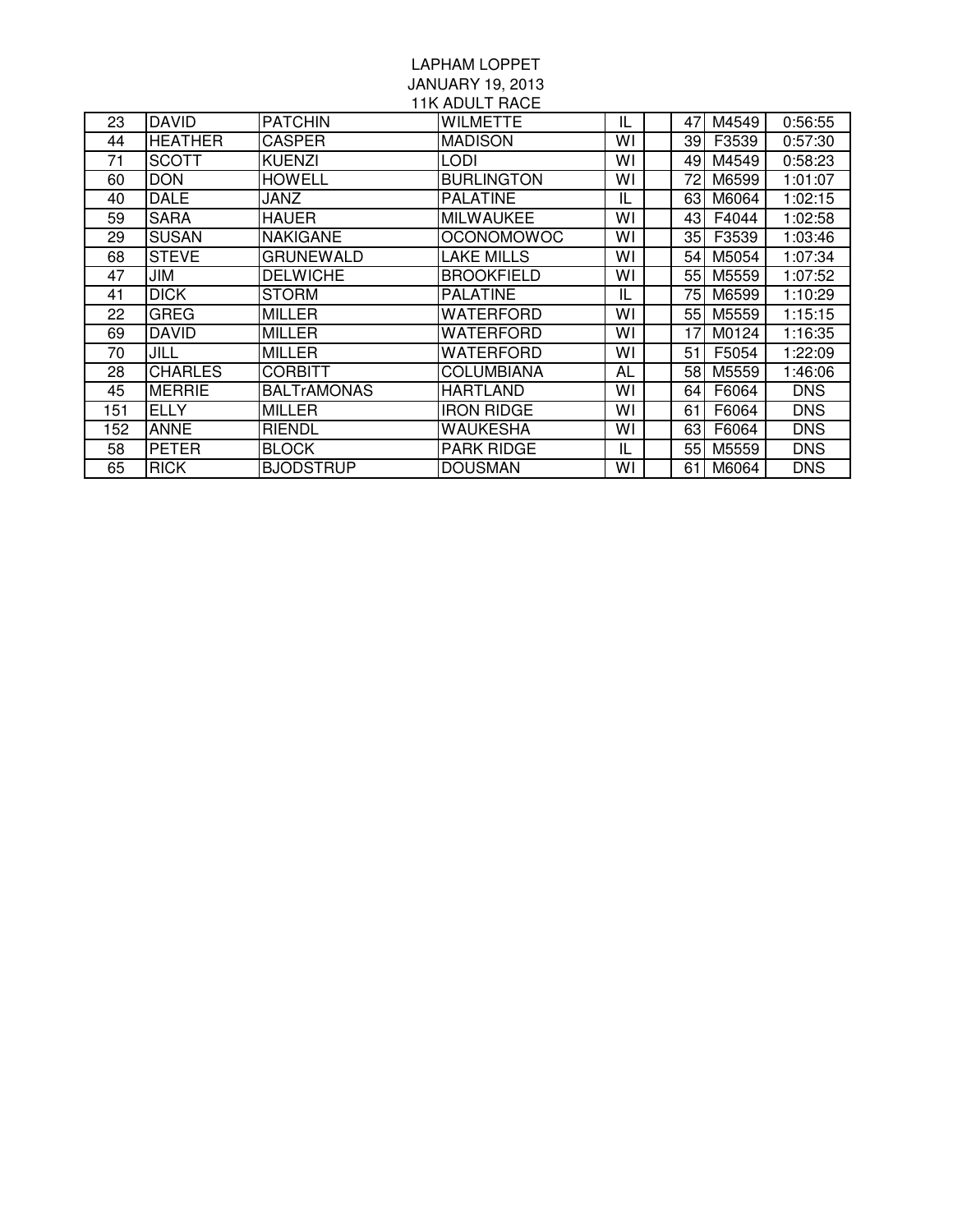LAPHAM LOPPET
JANUARY 19, 2013
11K ADULT RACE

| | | | | | | | | |
|---|---|---|---|---|---|---|---|---|
| 23 | DAVID | PATCHIN | WILMETTE | IL | | 47 | M4549 | 0:56:55 |
| 44 | HEATHER | CASPER | MADISON | WI | | 39 | F3539 | 0:57:30 |
| 71 | SCOTT | KUENZI | LODI | WI | | 49 | M4549 | 0:58:23 |
| 60 | DON | HOWELL | BURLINGTON | WI | | 72 | M6599 | 1:01:07 |
| 40 | DALE | JANZ | PALATINE | IL | | 63 | M6064 | 1:02:15 |
| 59 | SARA | HAUER | MILWAUKEE | WI | | 43 | F4044 | 1:02:58 |
| 29 | SUSAN | NAKIGANE | OCONOMOWOC | WI | | 35 | F3539 | 1:03:46 |
| 68 | STEVE | GRUNEWALD | LAKE MILLS | WI | | 54 | M5054 | 1:07:34 |
| 47 | JIM | DELWICHE | BROOKFIELD | WI | | 55 | M5559 | 1:07:52 |
| 41 | DICK | STORM | PALATINE | IL | | 75 | M6599 | 1:10:29 |
| 22 | GREG | MILLER | WATERFORD | WI | | 55 | M5559 | 1:15:15 |
| 69 | DAVID | MILLER | WATERFORD | WI | | 17 | M0124 | 1:16:35 |
| 70 | JILL | MILLER | WATERFORD | WI | | 51 | F5054 | 1:22:09 |
| 28 | CHARLES | CORBITT | COLUMBIANA | AL | | 58 | M5559 | 1:46:06 |
| 45 | MERRIE | BALTrAMONAS | HARTLAND | WI | | 64 | F6064 | DNS |
| 151 | ELLY | MILLER | IRON RIDGE | WI | | 61 | F6064 | DNS |
| 152 | ANNE | RIENDL | WAUKESHA | WI | | 63 | F6064 | DNS |
| 58 | PETER | BLOCK | PARK RIDGE | IL | | 55 | M5559 | DNS |
| 65 | RICK | BJODSTRUP | DOUSMAN | WI | | 61 | M6064 | DNS |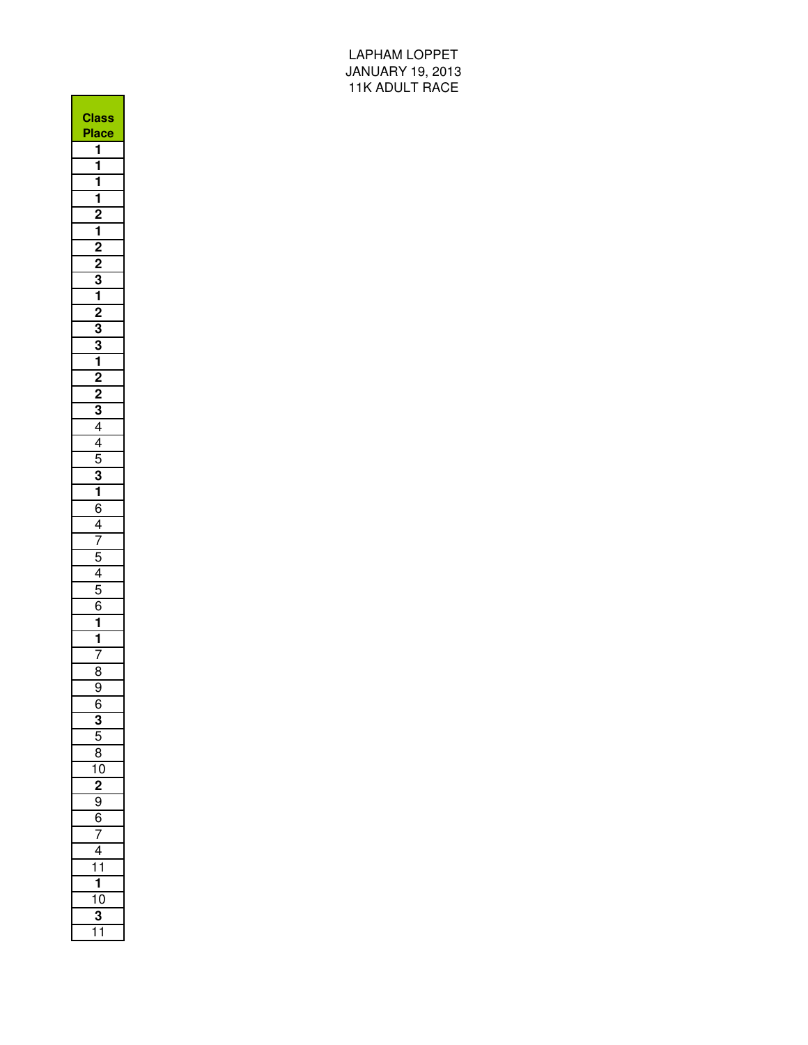LAPHAM LOPPET
JANUARY 19, 2013
11K ADULT RACE

| Class Place |
|---|
| **1** |
| **1** |
| **1** |
| **1** |
| **2** |
| **1** |
| **2** |
| **2** |
| **3** |
| **1** |
| **2** |
| **3** |
| **3** |
| **1** |
| **2** |
| **2** |
| **3** |
| 4 |
| 4 |
| 5 |
| **3** |
| **1** |
| 6 |
| 4 |
| 7 |
| 5 |
| 4 |
| 5 |
| 6 |
| **1** |
| **1** |
| 7 |
| 8 |
| 9 |
| 6 |
| **3** |
| 5 |
| 8 |
| 10 |
| **2** |
| 9 |
| 6 |
| 7 |
| 4 |
| 11 |
| **1** |
| 10 |
| **3** |
| 11 |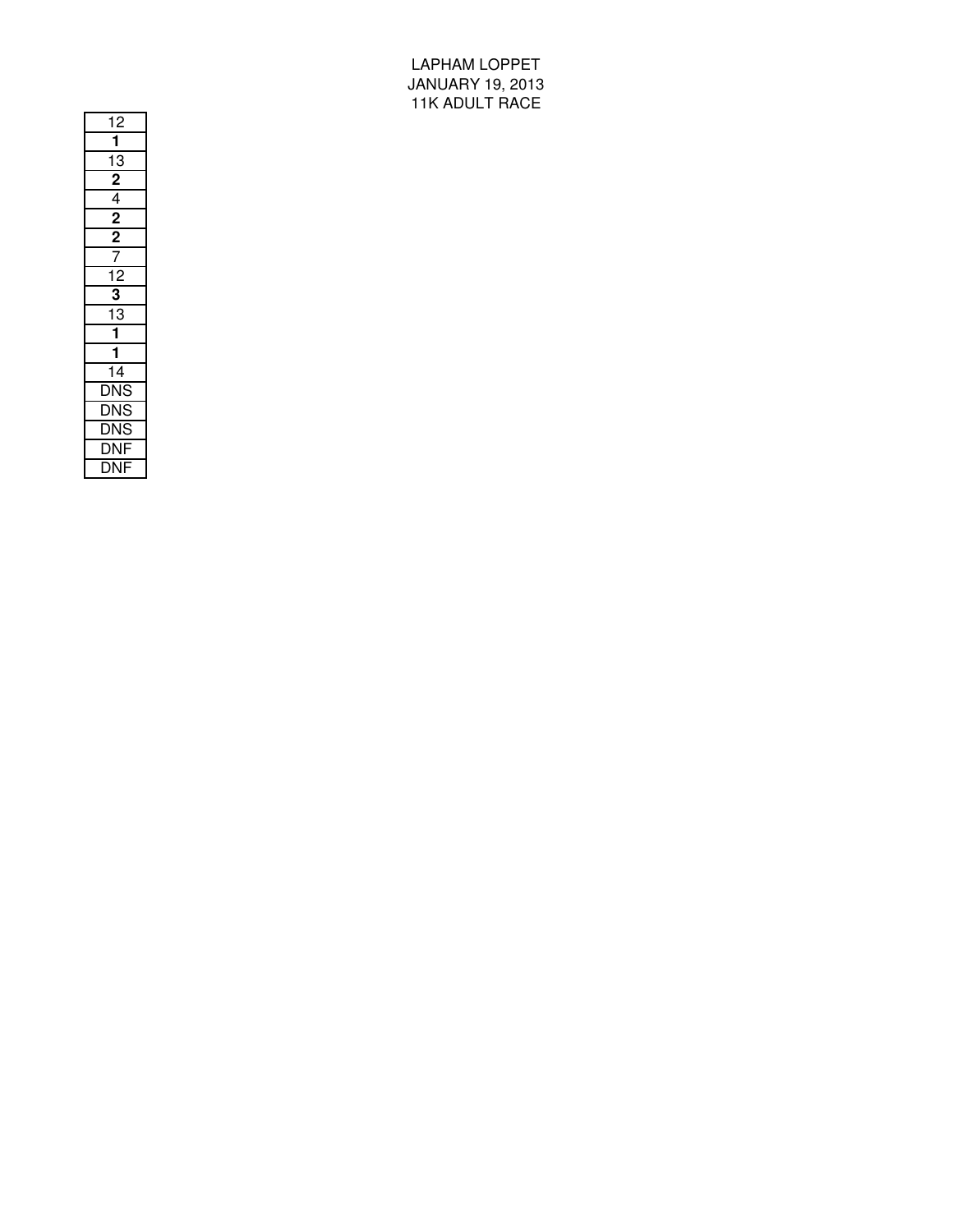LAPHAM LOPPET
JANUARY 19, 2013
11K ADULT RACE

| |
|---|
| 12 |
| **1** |
| 13 |
| **2** |
| 4 |
| **2** |
| **2** |
| 7 |
| 12 |
| **3** |
| 13 |
| **1** |
| **1** |
| 14 |
| DNS |
| DNS |
| DNS |
| DNF |
| DNF |